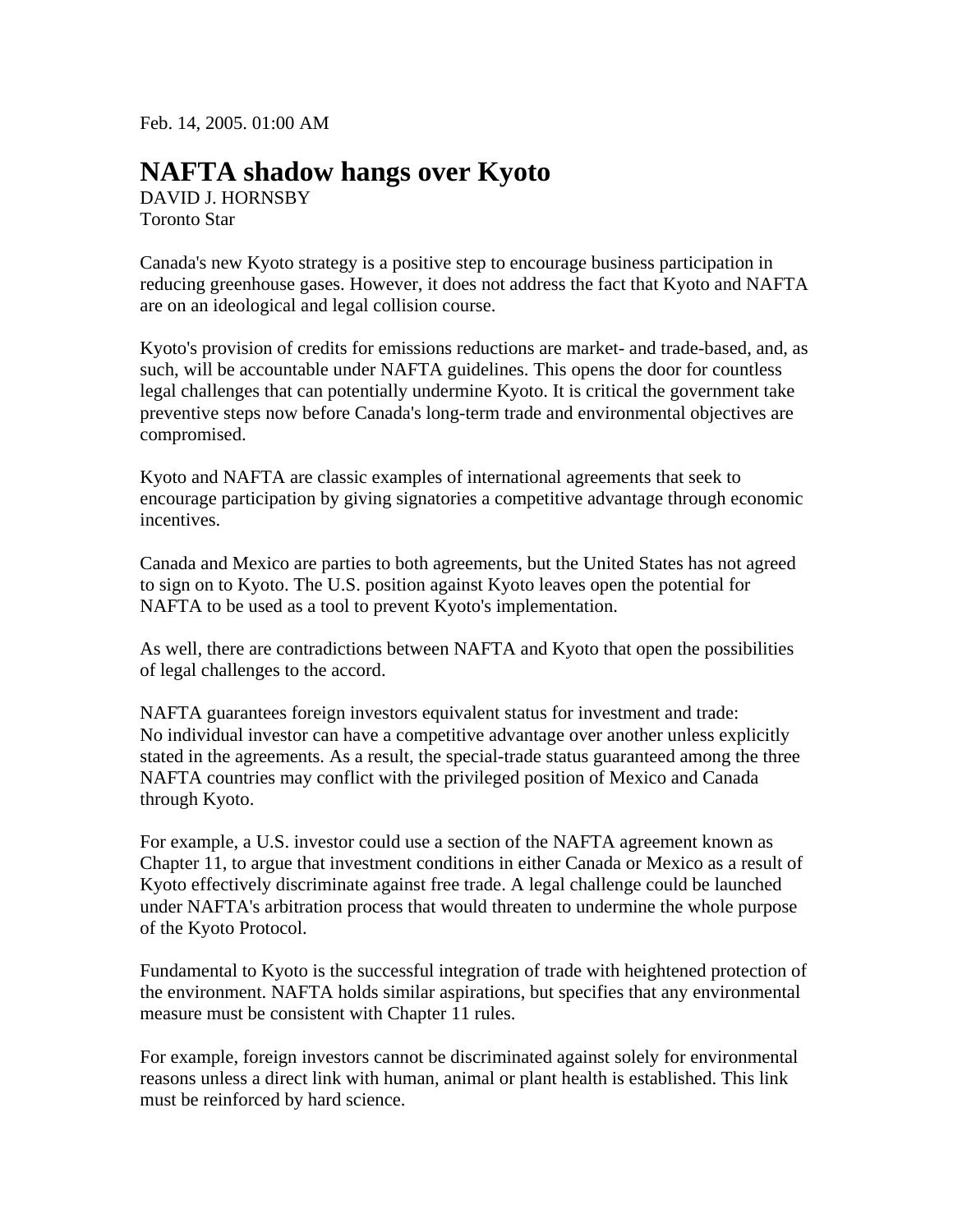Feb. 14, 2005. 01:00 AM

# NAFTA shadow hangs over Kyoto

DAVID J. HORNSBY
Toronto Star

Canada's new Kyoto strategy is a positive step to encourage business participation in reducing greenhouse gases. However, it does not address the fact that Kyoto and NAFTA are on an ideological and legal collision course.

Kyoto's provision of credits for emissions reductions are market- and trade-based, and, as such, will be accountable under NAFTA guidelines. This opens the door for countless legal challenges that can potentially undermine Kyoto. It is critical the government take preventive steps now before Canada's long-term trade and environmental objectives are compromised.

Kyoto and NAFTA are classic examples of international agreements that seek to encourage participation by giving signatories a competitive advantage through economic incentives.

Canada and Mexico are parties to both agreements, but the United States has not agreed to sign on to Kyoto. The U.S. position against Kyoto leaves open the potential for NAFTA to be used as a tool to prevent Kyoto's implementation.

As well, there are contradictions between NAFTA and Kyoto that open the possibilities of legal challenges to the accord.

NAFTA guarantees foreign investors equivalent status for investment and trade: No individual investor can have a competitive advantage over another unless explicitly stated in the agreements. As a result, the special-trade status guaranteed among the three NAFTA countries may conflict with the privileged position of Mexico and Canada through Kyoto.

For example, a U.S. investor could use a section of the NAFTA agreement known as Chapter 11, to argue that investment conditions in either Canada or Mexico as a result of Kyoto effectively discriminate against free trade. A legal challenge could be launched under NAFTA's arbitration process that would threaten to undermine the whole purpose of the Kyoto Protocol.

Fundamental to Kyoto is the successful integration of trade with heightened protection of the environment. NAFTA holds similar aspirations, but specifies that any environmental measure must be consistent with Chapter 11 rules.

For example, foreign investors cannot be discriminated against solely for environmental reasons unless a direct link with human, animal or plant health is established. This link must be reinforced by hard science.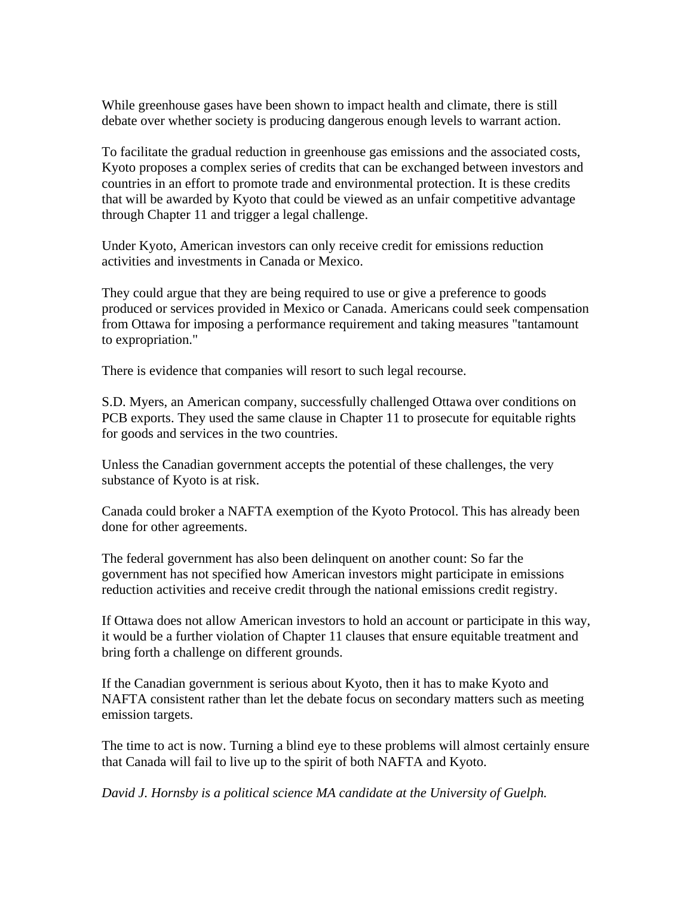While greenhouse gases have been shown to impact health and climate, there is still debate over whether society is producing dangerous enough levels to warrant action.

To facilitate the gradual reduction in greenhouse gas emissions and the associated costs, Kyoto proposes a complex series of credits that can be exchanged between investors and countries in an effort to promote trade and environmental protection. It is these credits that will be awarded by Kyoto that could be viewed as an unfair competitive advantage through Chapter 11 and trigger a legal challenge.

Under Kyoto, American investors can only receive credit for emissions reduction activities and investments in Canada or Mexico.

They could argue that they are being required to use or give a preference to goods produced or services provided in Mexico or Canada. Americans could seek compensation from Ottawa for imposing a performance requirement and taking measures "tantamount to expropriation."

There is evidence that companies will resort to such legal recourse.

S.D. Myers, an American company, successfully challenged Ottawa over conditions on PCB exports. They used the same clause in Chapter 11 to prosecute for equitable rights for goods and services in the two countries.

Unless the Canadian government accepts the potential of these challenges, the very substance of Kyoto is at risk.

Canada could broker a NAFTA exemption of the Kyoto Protocol. This has already been done for other agreements.

The federal government has also been delinquent on another count: So far the government has not specified how American investors might participate in emissions reduction activities and receive credit through the national emissions credit registry.

If Ottawa does not allow American investors to hold an account or participate in this way, it would be a further violation of Chapter 11 clauses that ensure equitable treatment and bring forth a challenge on different grounds.

If the Canadian government is serious about Kyoto, then it has to make Kyoto and NAFTA consistent rather than let the debate focus on secondary matters such as meeting emission targets.

The time to act is now. Turning a blind eye to these problems will almost certainly ensure that Canada will fail to live up to the spirit of both NAFTA and Kyoto.

*David J. Hornsby is a political science MA candidate at the University of Guelph.*